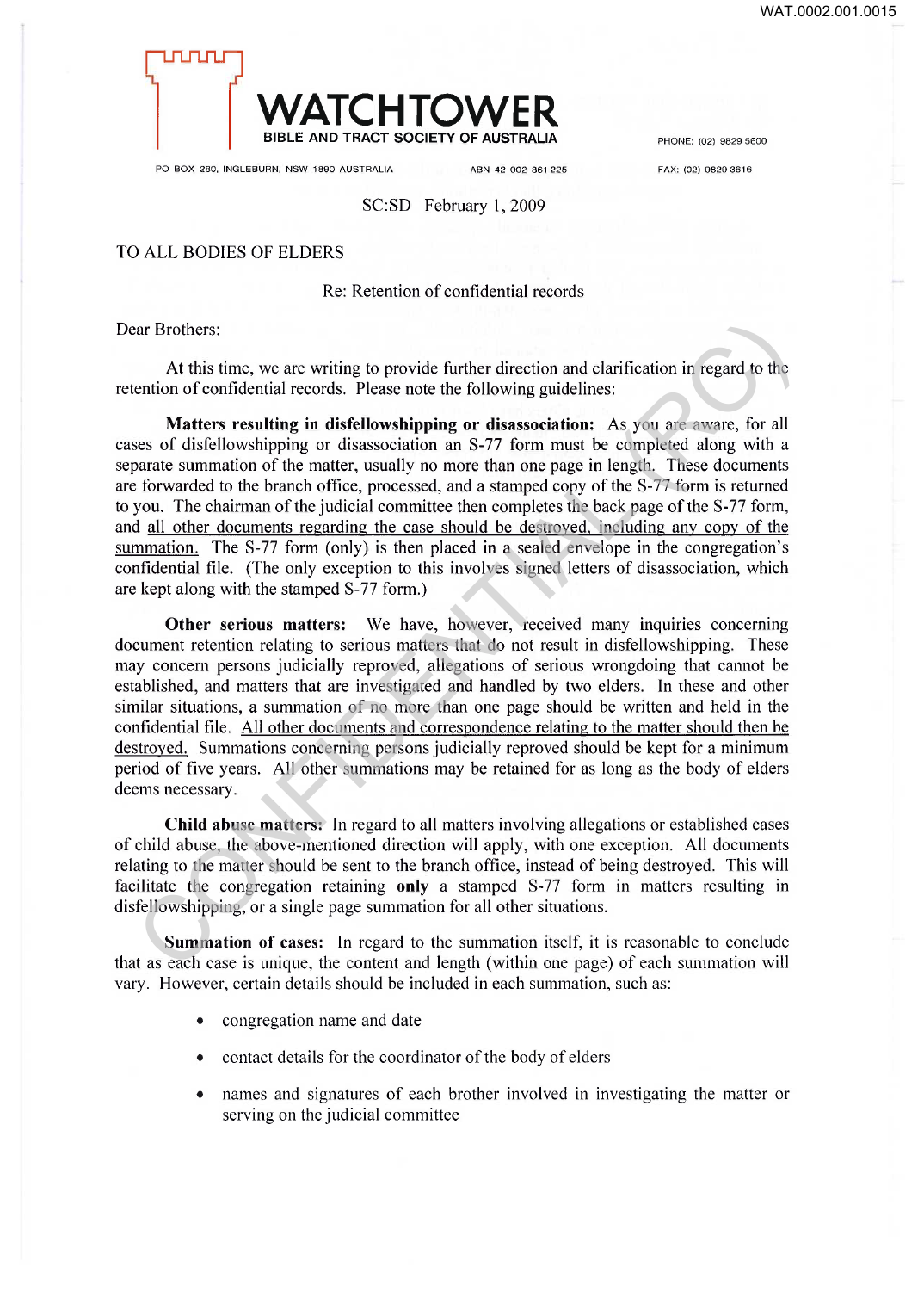WAT.0002.001.0015

# WATCHTOWER
BIBLE AND TRACT SOCIETY OF AUSTRALIA

PO BOX 280, INGLEBURN, NSW 1890 AUSTRALIA    ABN 42 002 861 225    PHONE: (02) 9829 5600    FAX: (02) 9829 3616

SC:SD  February 1, 2009

TO ALL BODIES OF ELDERS

Re: Retention of confidential records

Dear Brothers:

At this time, we are writing to provide further direction and clarification in regard to the retention of confidential records. Please note the following guidelines:

**Matters resulting in disfellowshipping or disassociation:** As you are aware, for all cases of disfellowshipping or disassociation an S-77 form must be completed along with a separate summation of the matter, usually no more than one page in length. These documents are forwarded to the branch office, processed, and a stamped copy of the S-77 form is returned to you. The chairman of the judicial committee then completes the back page of the S-77 form, and <u>all other documents regarding the case should be destroyed, including any copy of the summation.</u> The S-77 form (only) is then placed in a sealed envelope in the congregation's confidential file. (The only exception to this involves signed letters of disassociation, which are kept along with the stamped S-77 form.)

**Other serious matters:** We have, however, received many inquiries concerning document retention relating to serious matters that do not result in disfellowshipping. These may concern persons judicially reproved, allegations of serious wrongdoing that cannot be established, and matters that are investigated and handled by two elders. In these and other similar situations, a summation of no more than one page should be written and held in the confidential file. <u>All other documents and correspondence relating to the matter should then be destroyed.</u> Summations concerning persons judicially reproved should be kept for a minimum period of five years. All other summations may be retained for as long as the body of elders deems necessary.

**Child abuse matters:** In regard to all matters involving allegations or established cases of child abuse, the above-mentioned direction will apply, with one exception. All documents relating to the matter should be sent to the branch office, instead of being destroyed. This will facilitate the congregation retaining **only** a stamped S-77 form in matters resulting in disfellowshipping, or a single page summation for all other situations.

**Summation of cases:** In regard to the summation itself, it is reasonable to conclude that as each case is unique, the content and length (within one page) of each summation will vary. However, certain details should be included in each summation, such as:

- congregation name and date
- contact details for the coordinator of the body of elders
- names and signatures of each brother involved in investigating the matter or serving on the judicial committee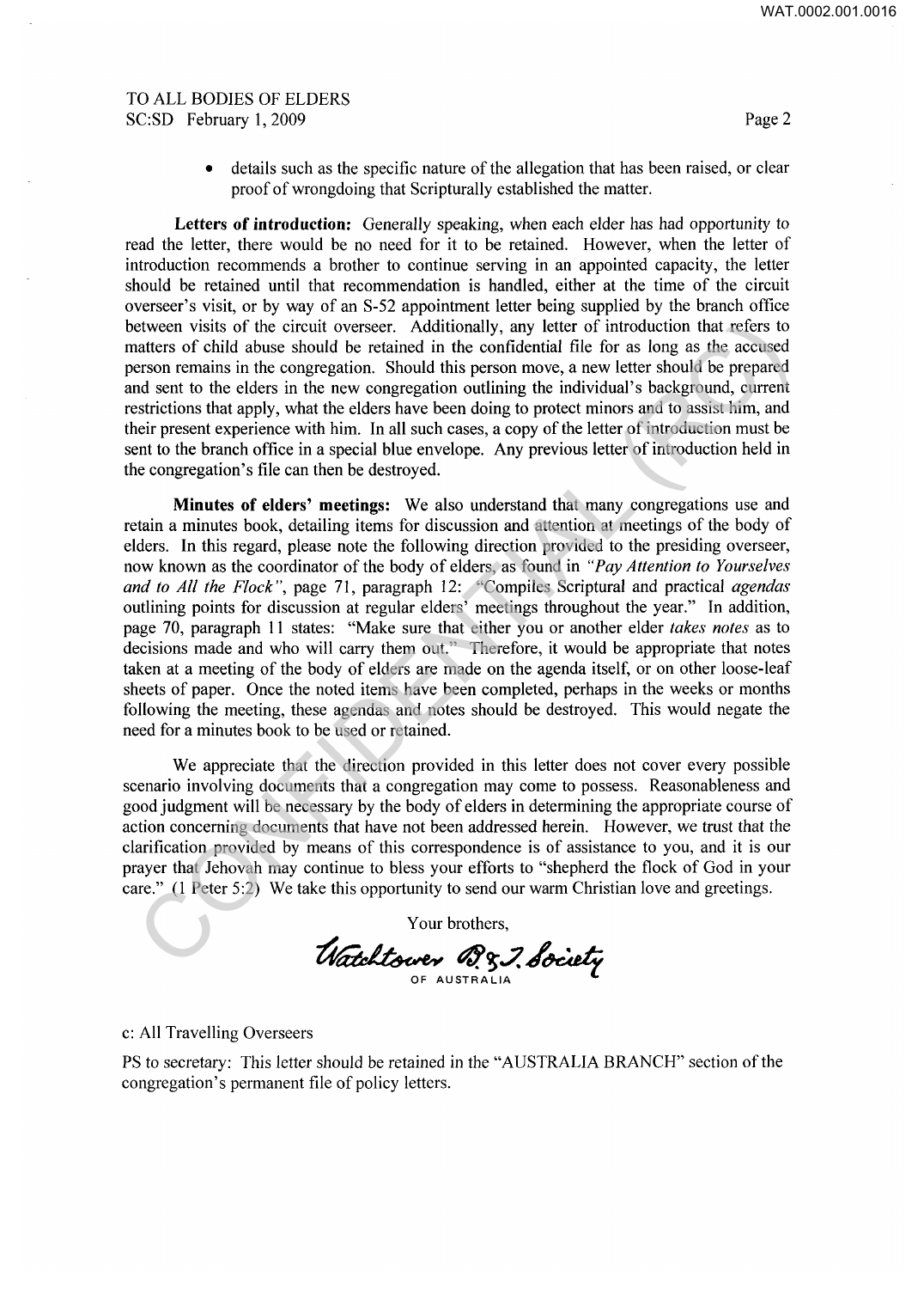TO ALL BODIES OF ELDERS
SC:SD February 1, 2009

- details such as the specific nature of the allegation that has been raised, or clear proof of wrongdoing that Scripturally established the matter.

**Letters of introduction:** Generally speaking, when each elder has had opportunity to read the letter, there would be no need for it to be retained. However, when the letter of introduction recommends a brother to continue serving in an appointed capacity, the letter should be retained until that recommendation is handled, either at the time of the circuit overseer's visit, or by way of an S-52 appointment letter being supplied by the branch office between visits of the circuit overseer. Additionally, any letter of introduction that refers to matters of child abuse should be retained in the confidential file for as long as the accused person remains in the congregation. Should this person move, a new letter should be prepared and sent to the elders in the new congregation outlining the individual's background, current restrictions that apply, what the elders have been doing to protect minors and to assist him, and their present experience with him. In all such cases, a copy of the letter of introduction must be sent to the branch office in a special blue envelope. Any previous letter of introduction held in the congregation's file can then be destroyed.

**Minutes of elders' meetings:** We also understand that many congregations use and retain a minutes book, detailing items for discussion and attention at meetings of the body of elders. In this regard, please note the following direction provided to the presiding overseer, now known as the coordinator of the body of elders, as found in *"Pay Attention to Yourselves and to All the Flock"*, page 71, paragraph 12: "Compiles Scriptural and practical *agendas* outlining points for discussion at regular elders' meetings throughout the year." In addition, page 70, paragraph 11 states: "Make sure that either you or another elder *takes notes* as to decisions made and who will carry them out." Therefore, it would be appropriate that notes taken at a meeting of the body of elders are made on the agenda itself, or on other loose-leaf sheets of paper. Once the noted items have been completed, perhaps in the weeks or months following the meeting, these agendas and notes should be destroyed. This would negate the need for a minutes book to be used or retained.

We appreciate that the direction provided in this letter does not cover every possible scenario involving documents that a congregation may come to possess. Reasonableness and good judgment will be necessary by the body of elders in determining the appropriate course of action concerning documents that have not been addressed herein. However, we trust that the clarification provided by means of this correspondence is of assistance to you, and it is our prayer that Jehovah may continue to bless your efforts to "shepherd the flock of God in your care." (1 Peter 5:2) We take this opportunity to send our warm Christian love and greetings.

Your brothers,

*Watchtower B. & T. Society*
OF AUSTRALIA

c: All Travelling Overseers

PS to secretary: This letter should be retained in the "AUSTRALIA BRANCH" section of the congregation's permanent file of policy letters.